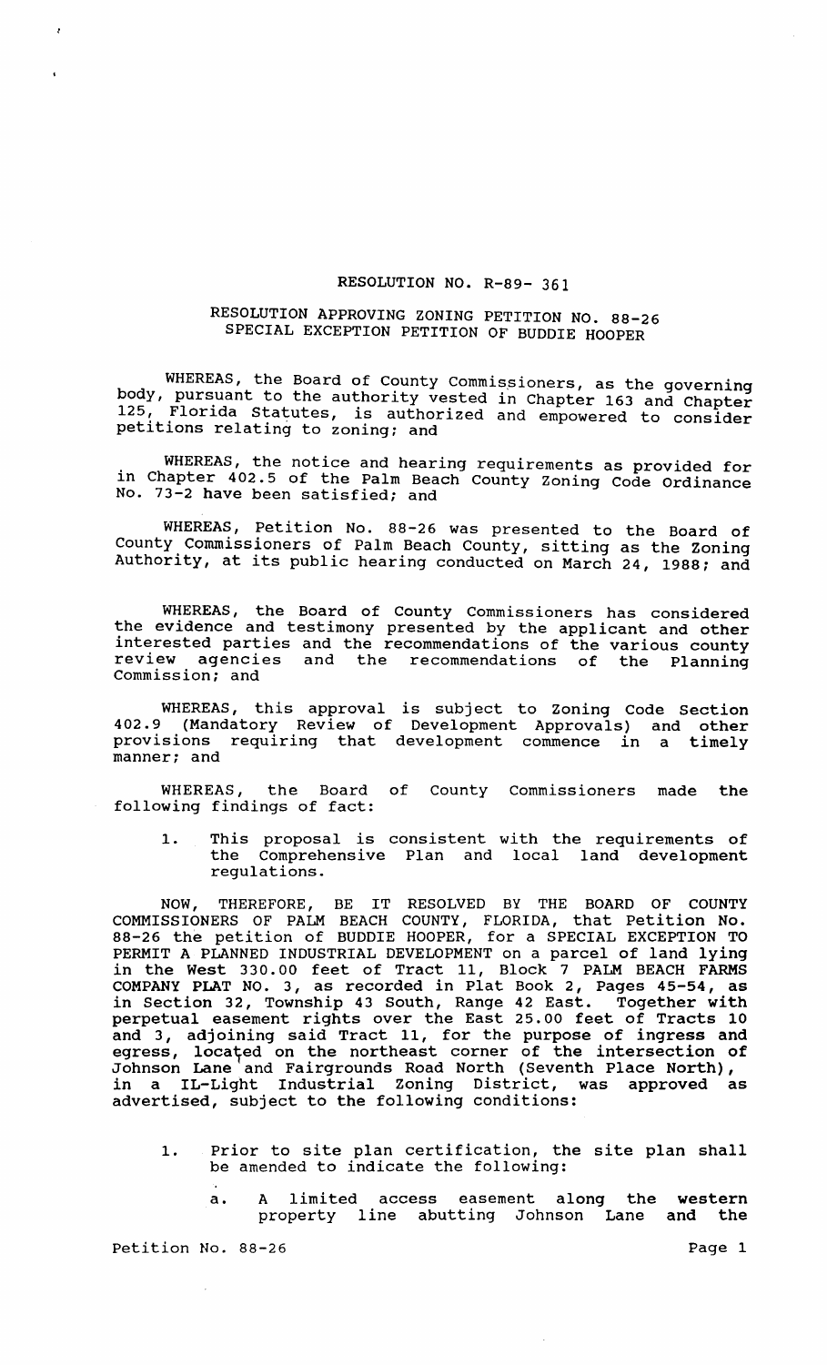# RESOLUTION NO. R-89- 361

## RESOLUTION APPROVING ZONING PETITION NO. 88-26 SPECIAL EXCEPTION PETITION OF BUDDIE HOOPER

WHEREAS, the Board of County Commissioners, as the governing body, pursuant to the authority vested in Chapter 163 and Chapter 125, Florida Statutes, is authorized and empowered to consider petitions relating to zoning; and

WHEREAS, the notice and hearing requirements as provided for in Chapter 402.5 of the Palm Beach County Zoning Code Ordinance No. 73-2 have been satisfied; and

WHEREAS, Petition No. 88-26 was presented to the Board of County Commissioners of Palm Beach County, sitting as the Zoning Authority, at its public hearing conducted on March 24, 1988; and

WHEREAS, the Board of County Commissioners has considered the evidence and testimony presented by the applicant and other interested parties and the recommendations of the various county review agencies and the recommendations of the Planning Commission; and

WHEREAS, this approval is subject to Zoning Code Section 402.9 (Mandatory Review of Development Approvals) and other provisions requiring that development commence in a timely manner; and

WHEREAS, the Board of County Commissioners made the following findings of fact:

1. This proposal is consistent with the requirements of the Comprehensive Plan and local land development regulations.

NOW, THEREFORE, BE IT RESOLVED BY THE BOARD OF COUNTY COMMISSIONERS OF PALM BEACH COUNTY, FLORIDA, that Petition No. 88-26 the petition of BUDDIE HOOPER, for a SPECIAL EXCEPTION TO PERMIT A PLANNED INDUSTRIAL DEVELOPMENT on a parcel of land lying in the West 330.00 feet of Tract 11, Block 7 PALM BEACH FARMS COMPANY PLAT NO. 3, as recorded in Plat Book 2, Pages 45-54, as in Section 32, Township 43 South, Range 42 East. Together with perpetual easement rights over the East 25.00 feet of Tracts 10 and 3, adjoining said Tract 11, for the purpose of ingress and egress, located on the northeast corner of the intersection of Johnson Lane and Fairgrounds Road North (Seventh Place North), in a IL-Light Industrial Zoning District, was approved as advertised, subject to the following conditions:

1. Prior to site plan certification, the site plan shall be amended to indicate the following:

   a. A limited access easement along the western property line abutting Johnson Lane and the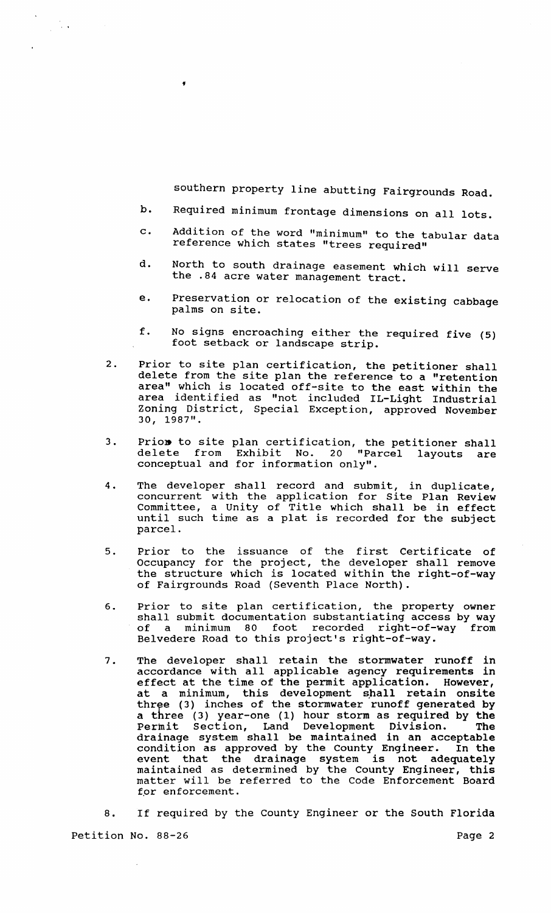southern property line abutting Fairgrounds Road.

b. Required minimum frontage dimensions on all lots.

c. Addition of the word "minimum" to the tabular data reference which states "trees required"

d. North to south drainage easement which will serve the .84 acre water management tract.

e. Preservation or relocation of the existing cabbage palms on site.

f. No signs encroaching either the required five (5) foot setback or landscape strip.

2. Prior to site plan certification, the petitioner shall delete from the site plan the reference to a "retention area" which is located off-site to the east within the area identified as "not included IL-Light Industrial Zoning District, Special Exception, approved November 30, 1987".

3. Prior to site plan certification, the petitioner shall delete from Exhibit No. 20 "Parcel layouts are conceptual and for information only".

4. The developer shall record and submit, in duplicate, concurrent with the application for Site Plan Review Committee, a Unity of Title which shall be in effect until such time as a plat is recorded for the subject parcel.

5. Prior to the issuance of the first Certificate of Occupancy for the project, the developer shall remove the structure which is located within the right-of-way of Fairgrounds Road (Seventh Place North).

6. Prior to site plan certification, the property owner shall submit documentation substantiating access by way of a minimum 80 foot recorded right-of-way from Belvedere Road to this project's right-of-way.

7. The developer shall retain the stormwater runoff in accordance with all applicable agency requirements in effect at the time of the permit application. However, at a minimum, this development shall retain onsite three (3) inches of the stormwater runoff generated by a three (3) year-one (1) hour storm as required by the Permit Section, Land Development Division. The drainage system shall be maintained in an acceptable condition as approved by the County Engineer. In the event that the drainage system is not adequately maintained as determined by the County Engineer, this matter will be referred to the Code Enforcement Board for enforcement.

8. If required by the County Engineer or the South Florida

Petition No. 88-26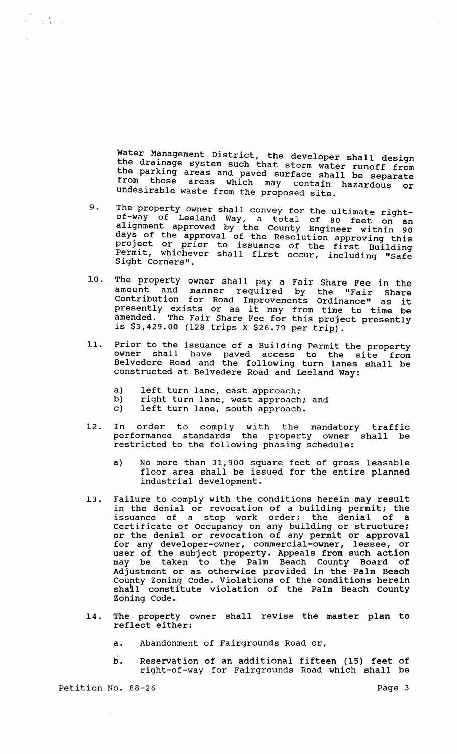Water Management District, the developer shall design the drainage system such that storm water runoff from the parking areas and paved surface shall be separate from those areas which may contain hazardous or undesirable waste from the proposed site.

9. The property owner shall convey for the ultimate right-of-way of Leeland Way, a total of 80 feet on an alignment approved by the County Engineer within 90 days of the approval of the Resolution approving this project or prior to issuance of the first Building Permit, whichever shall first occur, including "Safe Sight Corners".

10. The property owner shall pay a Fair Share Fee in the amount and manner required by the "Fair Share Contribution for Road Improvements Ordinance" as it presently exists or as it may from time to time be amended. The Fair Share Fee for this project presently is $3,429.00 (128 trips X $26.79 per trip).

11. Prior to the issuance of a Building Permit the property owner shall have paved access to the site from Belvedere Road and the following turn lanes shall be constructed at Belvedere Road and Leeland Way:

    a) left turn lane, east approach;
    b) right turn lane, west approach; and
    c) left turn lane, south approach.

12. In order to comply with the mandatory traffic performance standards the property owner shall be restricted to the following phasing schedule:

    a) No more than 31,900 square feet of gross leasable floor area shall be issued for the entire planned industrial development.

13. Failure to comply with the conditions herein may result in the denial or revocation of a building permit; the issuance of a stop work order; the denial of a Certificate of Occupancy on any building or structure; or the denial or revocation of any permit or approval for any developer-owner, commercial-owner, lessee, or user of the subject property. Appeals from such action may be taken to the Palm Beach County Board of Adjustment or as otherwise provided in the Palm Beach County Zoning Code. Violations of the conditions herein shall constitute violation of the Palm Beach County Zoning Code.

14. The property owner shall revise the master plan to reflect either:

    a. Abandonment of Fairgrounds Road or,

    b. Reservation of an additional fifteen (15) feet of right-of-way for Fairgrounds Road which shall be

Petition No. 88-26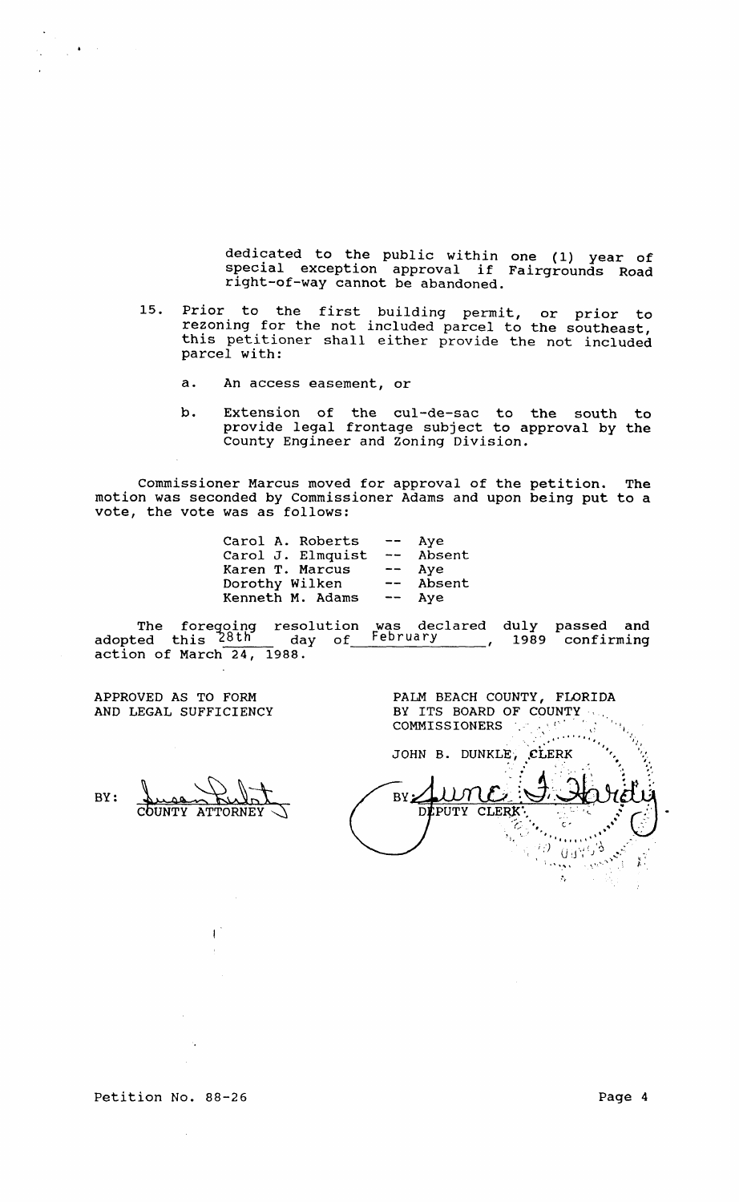dedicated to the public within one (1) year of special exception approval if Fairgrounds Road right-of-way cannot be abandoned.

15. Prior to the first building permit, or prior to rezoning for the not included parcel to the southeast, this petitioner shall either provide the not included parcel with:

    a. An access easement, or

    b. Extension of the cul-de-sac to the south to provide legal frontage subject to approval by the County Engineer and Zoning Division.

Commissioner Marcus moved for approval of the petition. The motion was seconded by Commissioner Adams and upon being put to a vote, the vote was as follows:

| | | |
|---|---|---|
| Carol A. Roberts | -- | Aye |
| Carol J. Elmquist | -- | Absent |
| Karen T. Marcus | -- | Aye |
| Dorothy Wilken | -- | Absent |
| Kenneth M. Adams | -- | Aye |

The foregoing resolution was declared duly passed and adopted this 28th day of February, 1989 confirming action of March 24, 1988.

APPROVED AS TO FORM AND LEGAL SUFFICIENCY

BY: COUNTY ATTORNEY

PALM BEACH COUNTY, FLORIDA BY ITS BOARD OF COUNTY COMMISSIONERS

JOHN B. DUNKLE, CLERK

BY: DEPUTY CLERK

Petition No. 88-26